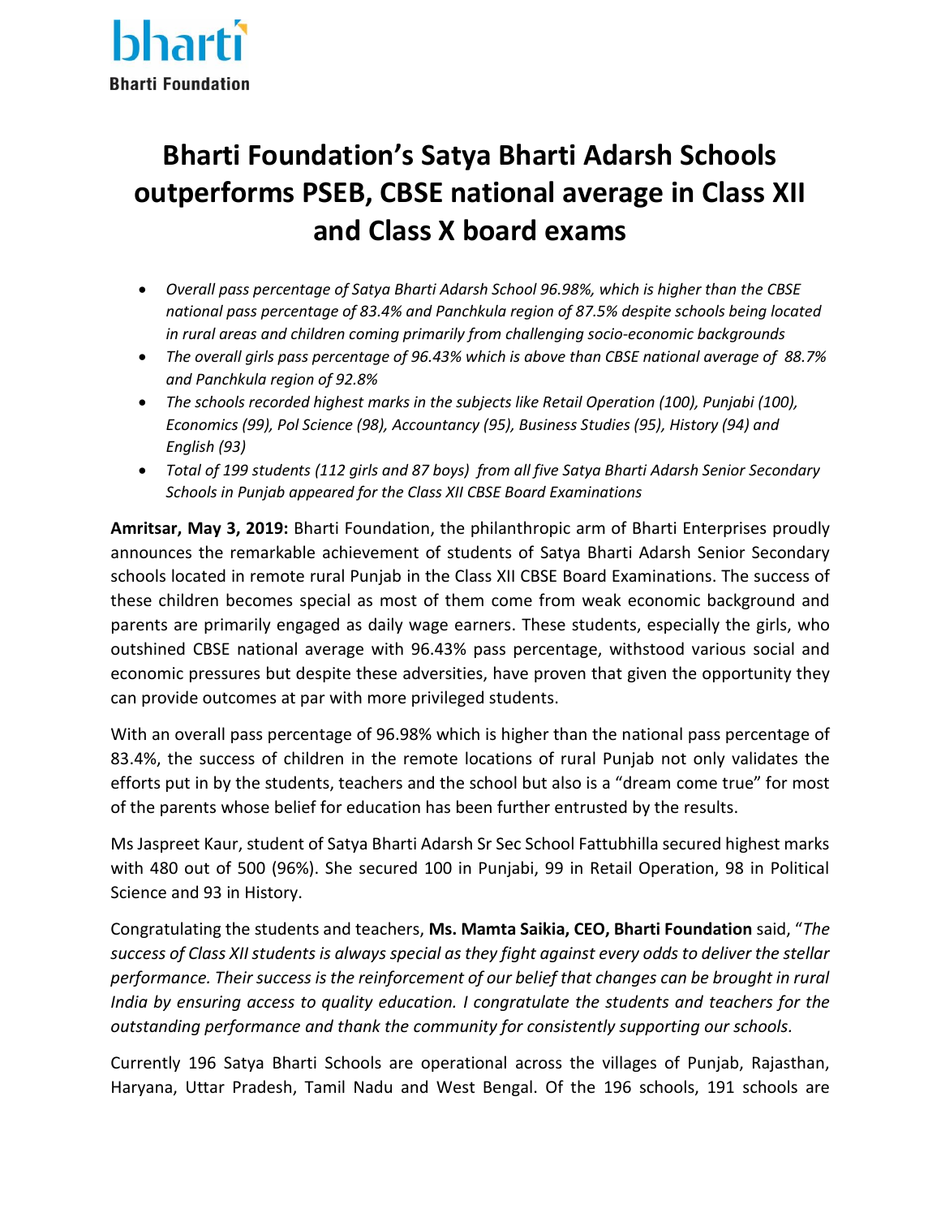bharti

Bharti Foundation

# Bharti Foundation's Satya Bharti Adarsh Schools outperforms PSEB, CBSE national average in Class XII and Class X board exams

- *Overall pass percentage of Satya Bharti Adarsh School 96.98%, which is higher than the CBSE national pass percentage of 83.4% and Panchkula region of 87.5% despite schools being located in rural areas and children coming primarily from challenging socio-economic backgrounds*
- *The overall girls pass percentage of 96.43% which is above than CBSE national average of 88.7% and Panchkula region of 92.8%*
- *The schools recorded highest marks in the subjects like Retail Operation (100), Punjabi (100), Economics (99), Pol Science (98), Accountancy (95), Business Studies (95), History (94) and English (93)*
- *Total of 199 students (112 girls and 87 boys) from all five Satya Bharti Adarsh Senior Secondary Schools in Punjab appeared for the Class XII CBSE Board Examinations*

**Amritsar, May 3, 2019:** Bharti Foundation, the philanthropic arm of Bharti Enterprises proudly announces the remarkable achievement of students of Satya Bharti Adarsh Senior Secondary schools located in remote rural Punjab in the Class XII CBSE Board Examinations. The success of these children becomes special as most of them come from weak economic background and parents are primarily engaged as daily wage earners. These students, especially the girls, who outshined CBSE national average with 96.43% pass percentage, withstood various social and economic pressures but despite these adversities, have proven that given the opportunity they can provide outcomes at par with more privileged students.

With an overall pass percentage of 96.98% which is higher than the national pass percentage of 83.4%, the success of children in the remote locations of rural Punjab not only validates the efforts put in by the students, teachers and the school but also is a "dream come true" for most of the parents whose belief for education has been further entrusted by the results.

Ms Jaspreet Kaur, student of Satya Bharti Adarsh Sr Sec School Fattubhilla secured highest marks with 480 out of 500 (96%). She secured 100 in Punjabi, 99 in Retail Operation, 98 in Political Science and 93 in History.

Congratulating the students and teachers, **Ms. Mamta Saikia, CEO, Bharti Foundation** said, "*The success of Class XII students is always special as they fight against every odds to deliver the stellar performance. Their success is the reinforcement of our belief that changes can be brought in rural India by ensuring access to quality education. I congratulate the students and teachers for the outstanding performance and thank the community for consistently supporting our schools.*

Currently 196 Satya Bharti Schools are operational across the villages of Punjab, Rajasthan, Haryana, Uttar Pradesh, Tamil Nadu and West Bengal. Of the 196 schools, 191 schools are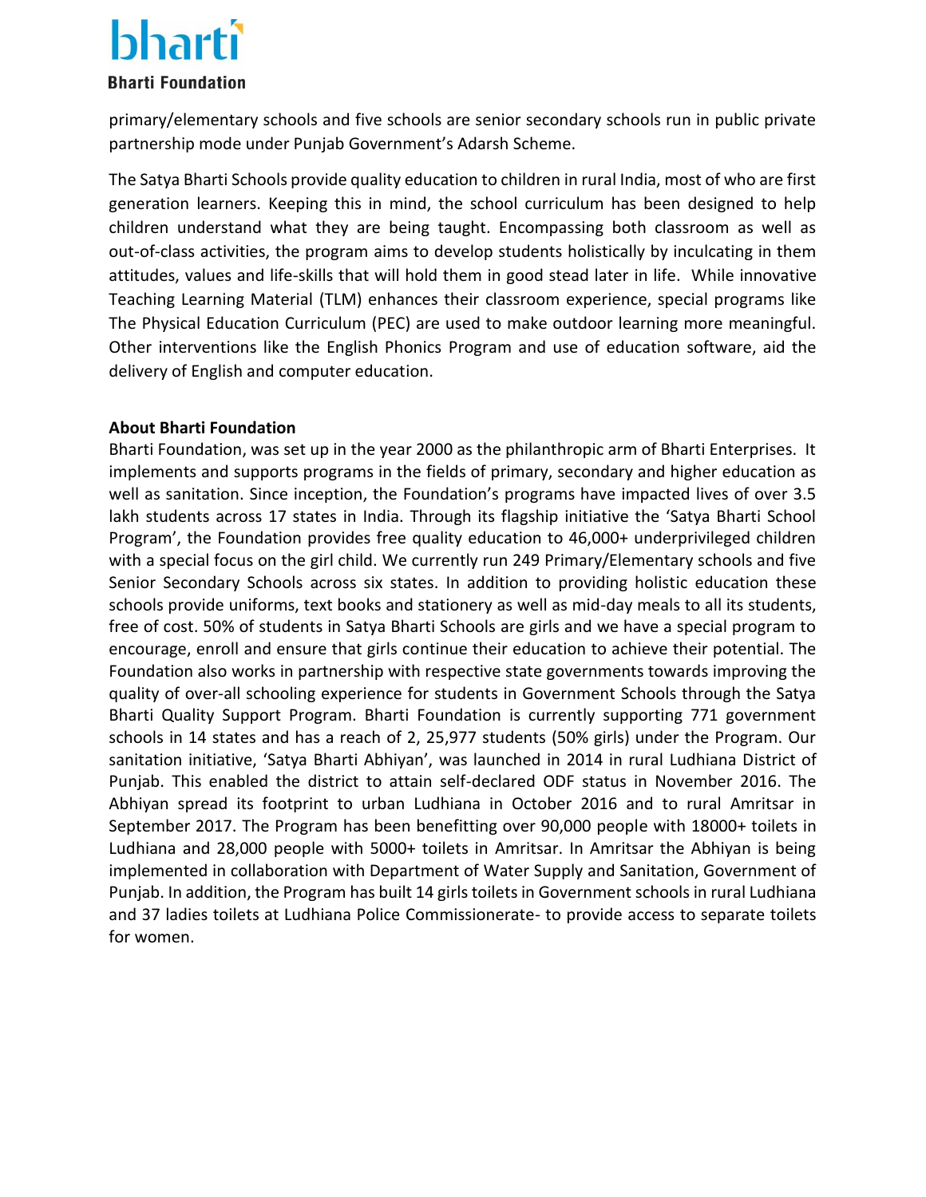primary/elementary schools and five schools are senior secondary schools run in public private partnership mode under Punjab Government's Adarsh Scheme.

The Satya Bharti Schools provide quality education to children in rural India, most of who are first generation learners. Keeping this in mind, the school curriculum has been designed to help children understand what they are being taught. Encompassing both classroom as well as out-of-class activities, the program aims to develop students holistically by inculcating in them attitudes, values and life-skills that will hold them in good stead later in life. While innovative Teaching Learning Material (TLM) enhances their classroom experience, special programs like The Physical Education Curriculum (PEC) are used to make outdoor learning more meaningful. Other interventions like the English Phonics Program and use of education software, aid the delivery of English and computer education.

**About Bharti Foundation**

Bharti Foundation, was set up in the year 2000 as the philanthropic arm of Bharti Enterprises. It implements and supports programs in the fields of primary, secondary and higher education as well as sanitation. Since inception, the Foundation's programs have impacted lives of over 3.5 lakh students across 17 states in India. Through its flagship initiative the 'Satya Bharti School Program', the Foundation provides free quality education to 46,000+ underprivileged children with a special focus on the girl child. We currently run 249 Primary/Elementary schools and five Senior Secondary Schools across six states. In addition to providing holistic education these schools provide uniforms, text books and stationery as well as mid-day meals to all its students, free of cost. 50% of students in Satya Bharti Schools are girls and we have a special program to encourage, enroll and ensure that girls continue their education to achieve their potential. The Foundation also works in partnership with respective state governments towards improving the quality of over-all schooling experience for students in Government Schools through the Satya Bharti Quality Support Program. Bharti Foundation is currently supporting 771 government schools in 14 states and has a reach of 2, 25,977 students (50% girls) under the Program. Our sanitation initiative, 'Satya Bharti Abhiyan', was launched in 2014 in rural Ludhiana District of Punjab. This enabled the district to attain self-declared ODF status in November 2016. The Abhiyan spread its footprint to urban Ludhiana in October 2016 and to rural Amritsar in September 2017. The Program has been benefitting over 90,000 people with 18000+ toilets in Ludhiana and 28,000 people with 5000+ toilets in Amritsar. In Amritsar the Abhiyan is being implemented in collaboration with Department of Water Supply and Sanitation, Government of Punjab. In addition, the Program has built 14 girls toilets in Government schools in rural Ludhiana and 37 ladies toilets at Ludhiana Police Commissionerate- to provide access to separate toilets for women.